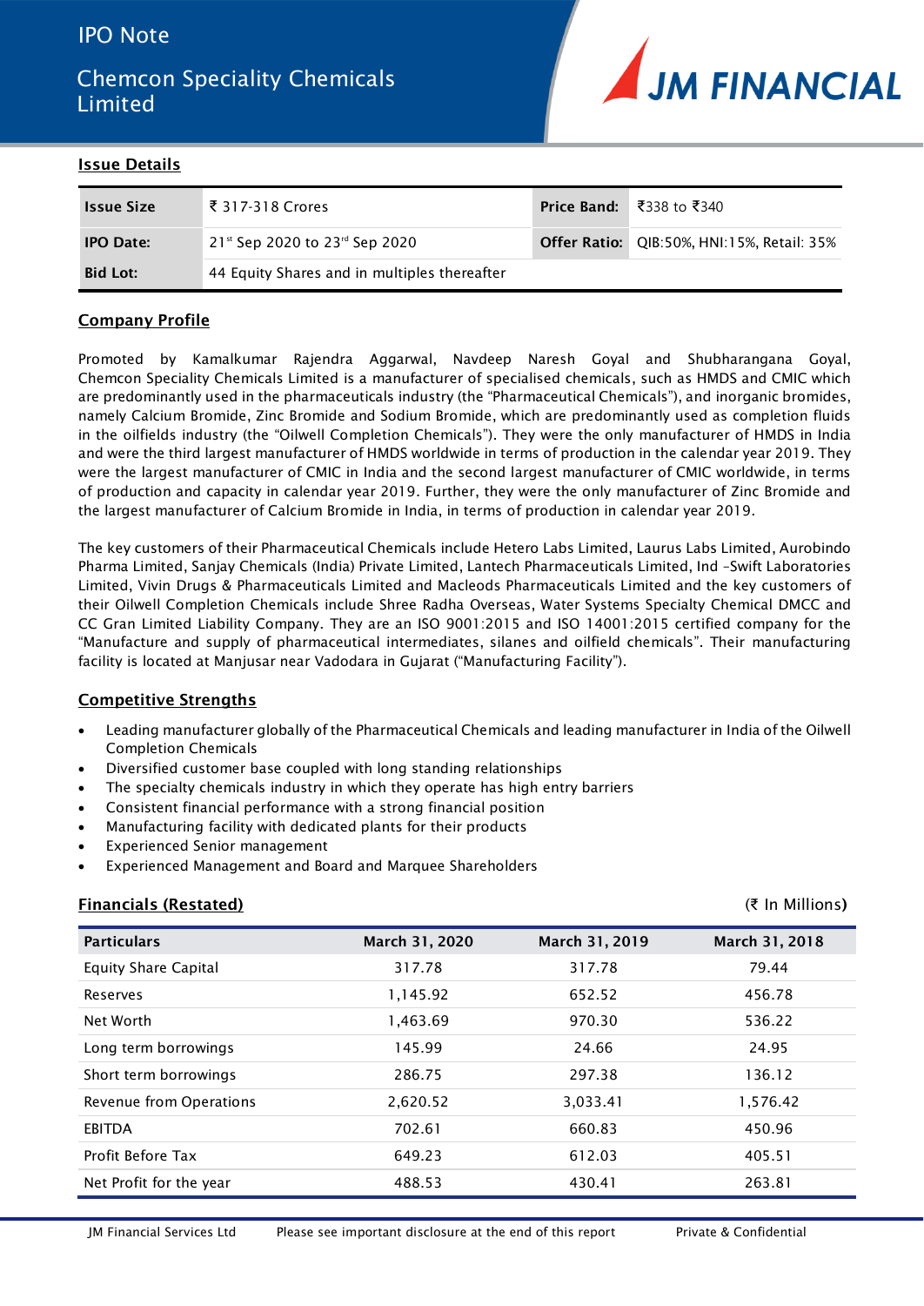# IPO Note

# Chemcon Speciality Chemicals Limited

JM FINANCIAL

## Issue Details

| Issue Size | ₹ 317-318 Crores | Price Band: | ₹338 to ₹340 |
|---|---|---|---|
| IPO Date: | 21st Sep 2020 to 23rd Sep 2020 | Offer Ratio: | QIB:50%, HNI:15%, Retail: 35% |
| Bid Lot: | 44 Equity Shares and in multiples thereafter | | |

## Company Profile

Promoted by Kamalkumar Rajendra Aggarwal, Navdeep Naresh Goyal and Shubharangana Goyal, Chemcon Speciality Chemicals Limited is a manufacturer of specialised chemicals, such as HMDS and CMIC which are predominantly used in the pharmaceuticals industry (the "Pharmaceutical Chemicals"), and inorganic bromides, namely Calcium Bromide, Zinc Bromide and Sodium Bromide, which are predominantly used as completion fluids in the oilfields industry (the "Oilwell Completion Chemicals"). They were the only manufacturer of HMDS in India and were the third largest manufacturer of HMDS worldwide in terms of production in the calendar year 2019. They were the largest manufacturer of CMIC in India and the second largest manufacturer of CMIC worldwide, in terms of production and capacity in calendar year 2019. Further, they were the only manufacturer of Zinc Bromide and the largest manufacturer of Calcium Bromide in India, in terms of production in calendar year 2019.

The key customers of their Pharmaceutical Chemicals include Hetero Labs Limited, Laurus Labs Limited, Aurobindo Pharma Limited, Sanjay Chemicals (India) Private Limited, Lantech Pharmaceuticals Limited, Ind –Swift Laboratories Limited, Vivin Drugs & Pharmaceuticals Limited and Macleods Pharmaceuticals Limited and the key customers of their Oilwell Completion Chemicals include Shree Radha Overseas, Water Systems Specialty Chemical DMCC and CC Gran Limited Liability Company. They are an ISO 9001:2015 and ISO 14001:2015 certified company for the "Manufacture and supply of pharmaceutical intermediates, silanes and oilfield chemicals". Their manufacturing facility is located at Manjusar near Vadodara in Gujarat ("Manufacturing Facility").

## Competitive Strengths

- Leading manufacturer globally of the Pharmaceutical Chemicals and leading manufacturer in India of the Oilwell Completion Chemicals
- Diversified customer base coupled with long standing relationships
- The specialty chemicals industry in which they operate has high entry barriers
- Consistent financial performance with a strong financial position
- Manufacturing facility with dedicated plants for their products
- Experienced Senior management
- Experienced Management and Board and Marquee Shareholders

## Financials (Restated)

(₹ In Millions)

| Particulars | March 31, 2020 | March 31, 2019 | March 31, 2018 |
|---|---|---|---|
| Equity Share Capital | 317.78 | 317.78 | 79.44 |
| Reserves | 1,145.92 | 652.52 | 456.78 |
| Net Worth | 1,463.69 | 970.30 | 536.22 |
| Long term borrowings | 145.99 | 24.66 | 24.95 |
| Short term borrowings | 286.75 | 297.38 | 136.12 |
| Revenue from Operations | 2,620.52 | 3,033.41 | 1,576.42 |
| EBITDA | 702.61 | 660.83 | 450.96 |
| Profit Before Tax | 649.23 | 612.03 | 405.51 |
| Net Profit for the year | 488.53 | 430.41 | 263.81 |

JM Financial Services Ltd | Please see important disclosure at the end of this report | Private & Confidential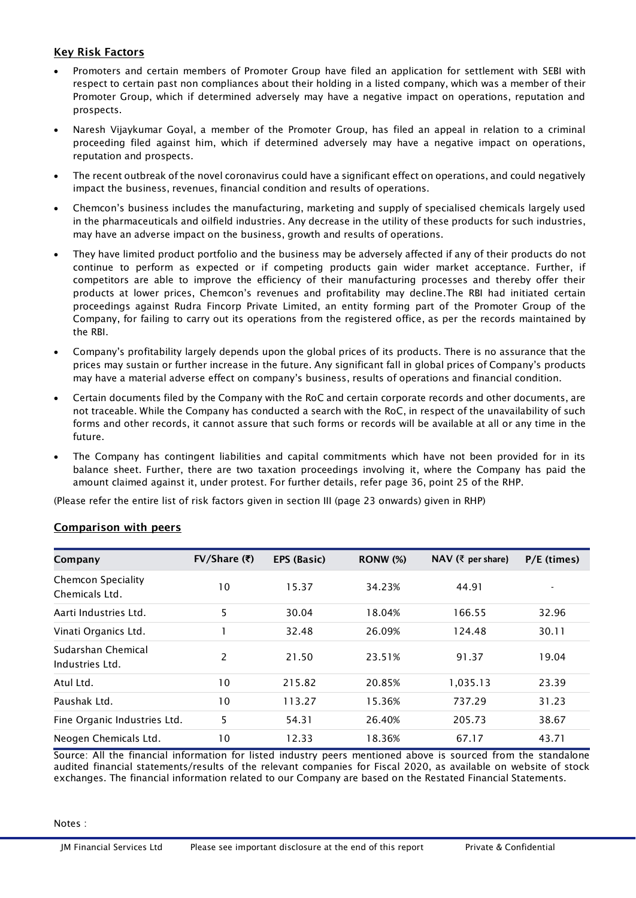## Key Risk Factors

- Promoters and certain members of Promoter Group have filed an application for settlement with SEBI with respect to certain past non compliances about their holding in a listed company, which was a member of their Promoter Group, which if determined adversely may have a negative impact on operations, reputation and prospects.
- Naresh Vijaykumar Goyal, a member of the Promoter Group, has filed an appeal in relation to a criminal proceeding filed against him, which if determined adversely may have a negative impact on operations, reputation and prospects.
- The recent outbreak of the novel coronavirus could have a significant effect on operations, and could negatively impact the business, revenues, financial condition and results of operations.
- Chemcon's business includes the manufacturing, marketing and supply of specialised chemicals largely used in the pharmaceuticals and oilfield industries. Any decrease in the utility of these products for such industries, may have an adverse impact on the business, growth and results of operations.
- They have limited product portfolio and the business may be adversely affected if any of their products do not continue to perform as expected or if competing products gain wider market acceptance. Further, if competitors are able to improve the efficiency of their manufacturing processes and thereby offer their products at lower prices, Chemcon's revenues and profitability may decline.The RBI had initiated certain proceedings against Rudra Fincorp Private Limited, an entity forming part of the Promoter Group of the Company, for failing to carry out its operations from the registered office, as per the records maintained by the RBI.
- Company's profitability largely depends upon the global prices of its products. There is no assurance that the prices may sustain or further increase in the future. Any significant fall in global prices of Company's products may have a material adverse effect on company's business, results of operations and financial condition.
- Certain documents filed by the Company with the RoC and certain corporate records and other documents, are not traceable. While the Company has conducted a search with the RoC, in respect of the unavailability of such forms and other records, it cannot assure that such forms or records will be available at all or any time in the future.
- The Company has contingent liabilities and capital commitments which have not been provided for in its balance sheet. Further, there are two taxation proceedings involving it, where the Company has paid the amount claimed against it, under protest. For further details, refer page 36, point 25 of the RHP.

(Please refer the entire list of risk factors given in section III (page 23 onwards) given in RHP)

## Comparison with peers

| Company | FV/Share (₹) | EPS (Basic) | RONW (%) | NAV (₹ per share) | P/E (times) |
|---|---|---|---|---|---|
| Chemcon Speciality Chemicals Ltd. | 10 | 15.37 | 34.23% | 44.91 | - |
| Aarti Industries Ltd. | 5 | 30.04 | 18.04% | 166.55 | 32.96 |
| Vinati Organics Ltd. | 1 | 32.48 | 26.09% | 124.48 | 30.11 |
| Sudarshan Chemical Industries Ltd. | 2 | 21.50 | 23.51% | 91.37 | 19.04 |
| Atul Ltd. | 10 | 215.82 | 20.85% | 1,035.13 | 23.39 |
| Paushak Ltd. | 10 | 113.27 | 15.36% | 737.29 | 31.23 |
| Fine Organic Industries Ltd. | 5 | 54.31 | 26.40% | 205.73 | 38.67 |
| Neogen Chemicals Ltd. | 10 | 12.33 | 18.36% | 67.17 | 43.71 |

Source: All the financial information for listed industry peers mentioned above is sourced from the standalone audited financial statements/results of the relevant companies for Fiscal 2020, as available on website of stock exchanges. The financial information related to our Company are based on the Restated Financial Statements.

Notes :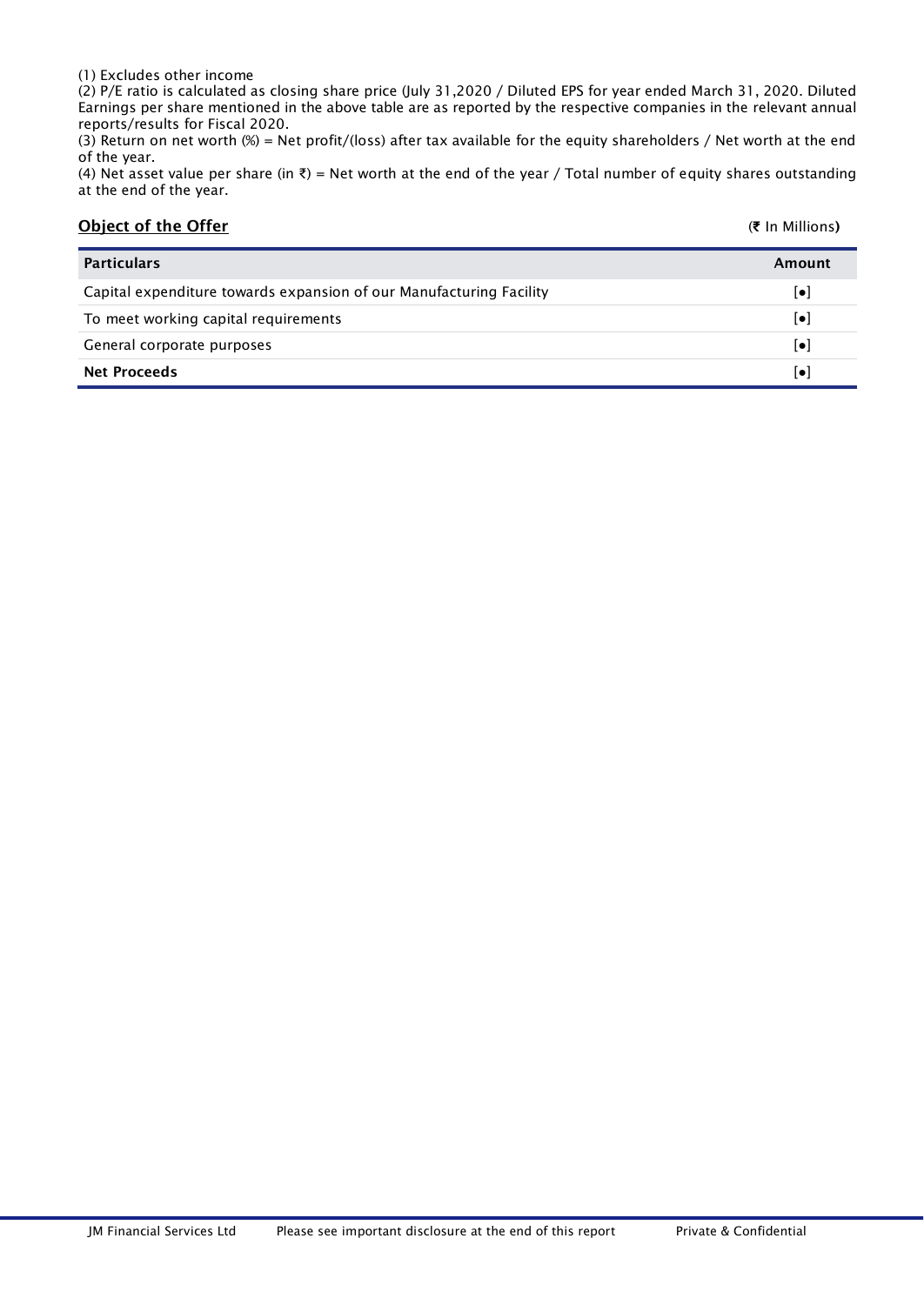(1) Excludes other income
(2) P/E ratio is calculated as closing share price (July 31,2020 / Diluted EPS for year ended March 31, 2020. Diluted Earnings per share mentioned in the above table are as reported by the respective companies in the relevant annual reports/results for Fiscal 2020.
(3) Return on net worth (%) = Net profit/(loss) after tax available for the equity shareholders / Net worth at the end of the year.
(4) Net asset value per share (in ₹) = Net worth at the end of the year / Total number of equity shares outstanding at the end of the year.

## Object of the Offer

(₹ In Millions)

| Particulars | Amount |
|---|---|
| Capital expenditure towards expansion of our Manufacturing Facility | [•] |
| To meet working capital requirements | [•] |
| General corporate purposes | [•] |
| **Net Proceeds** | [•] |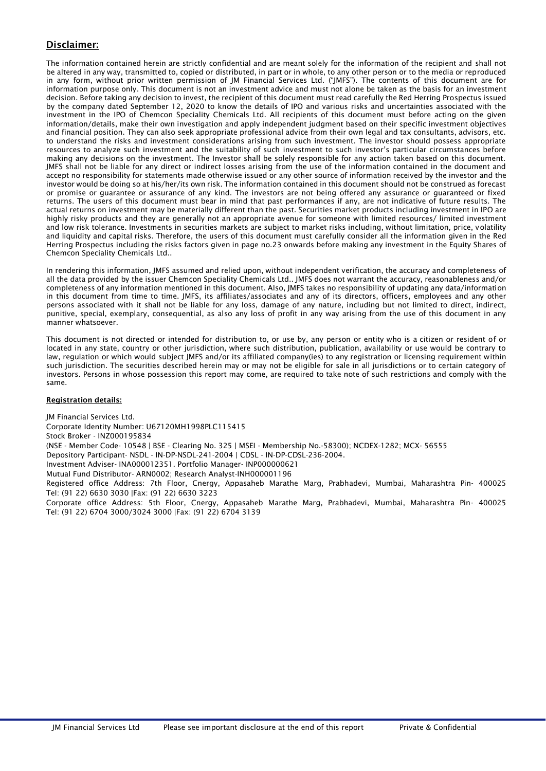## Disclaimer:

The information contained herein are strictly confidential and are meant solely for the information of the recipient and shall not be altered in any way, transmitted to, copied or distributed, in part or in whole, to any other person or to the media or reproduced in any form, without prior written permission of JM Financial Services Ltd. ("JMFS"). The contents of this document are for information purpose only. This document is not an investment advice and must not alone be taken as the basis for an investment decision. Before taking any decision to invest, the recipient of this document must read carefully the Red Herring Prospectus issued by the company dated September 12, 2020 to know the details of IPO and various risks and uncertainties associated with the investment in the IPO of Chemcon Speciality Chemicals Ltd. All recipients of this document must before acting on the given information/details, make their own investigation and apply independent judgment based on their specific investment objectives and financial position. They can also seek appropriate professional advice from their own legal and tax consultants, advisors, etc. to understand the risks and investment considerations arising from such investment. The investor should possess appropriate resources to analyze such investment and the suitability of such investment to such investor's particular circumstances before making any decisions on the investment. The Investor shall be solely responsible for any action taken based on this document. JMFS shall not be liable for any direct or indirect losses arising from the use of the information contained in the document and accept no responsibility for statements made otherwise issued or any other source of information received by the investor and the investor would be doing so at his/her/its own risk. The information contained in this document should not be construed as forecast or promise or guarantee or assurance of any kind. The investors are not being offered any assurance or guaranteed or fixed returns. The users of this document must bear in mind that past performances if any, are not indicative of future results. The actual returns on investment may be materially different than the past. Securities market products including investment in IPO are highly risky products and they are generally not an appropriate avenue for someone with limited resources/ limited investment and low risk tolerance. Investments in securities markets are subject to market risks including, without limitation, price, volatility and liquidity and capital risks. Therefore, the users of this document must carefully consider all the information given in the Red Herring Prospectus including the risks factors given in page no.23 onwards before making any investment in the Equity Shares of Chemcon Speciality Chemicals Ltd..

In rendering this information, JMFS assumed and relied upon, without independent verification, the accuracy and completeness of all the data provided by the issuer Chemcon Speciality Chemicals Ltd.. JMFS does not warrant the accuracy, reasonableness and/or completeness of any information mentioned in this document. Also, JMFS takes no responsibility of updating any data/information in this document from time to time. JMFS, its affiliates/associates and any of its directors, officers, employees and any other persons associated with it shall not be liable for any loss, damage of any nature, including but not limited to direct, indirect, punitive, special, exemplary, consequential, as also any loss of profit in any way arising from the use of this document in any manner whatsoever.

This document is not directed or intended for distribution to, or use by, any person or entity who is a citizen or resident of or located in any state, country or other jurisdiction, where such distribution, publication, availability or use would be contrary to law, regulation or which would subject JMFS and/or its affiliated company(ies) to any registration or licensing requirement within such jurisdiction. The securities described herein may or may not be eligible for sale in all jurisdictions or to certain category of investors. Persons in whose possession this report may come, are required to take note of such restrictions and comply with the same.

**Registration details:**

JM Financial Services Ltd.
Corporate Identity Number: U67120MH1998PLC115415
Stock Broker - INZ000195834
(NSE - Member Code- 10548 | BSE - Clearing No. 325 | MSEI - Membership No.-58300); NCDEX-1282; MCX- 56555
Depository Participant- NSDL - IN-DP-NSDL-241-2004 | CDSL - IN-DP-CDSL-236-2004.
Investment Adviser- INA000012351. Portfolio Manager- INP000000621
Mutual Fund Distributor- ARN0002; Research Analyst-INH000001196
Registered office Address: 7th Floor, Cnergy, Appasaheb Marathe Marg, Prabhadevi, Mumbai, Maharashtra Pin- 400025 Tel: (91 22) 6630 3030 |Fax: (91 22) 6630 3223
Corporate office Address: 5th Floor, Cnergy, Appasaheb Marathe Marg, Prabhadevi, Mumbai, Maharashtra Pin- 400025 Tel: (91 22) 6704 3000/3024 3000 |Fax: (91 22) 6704 3139